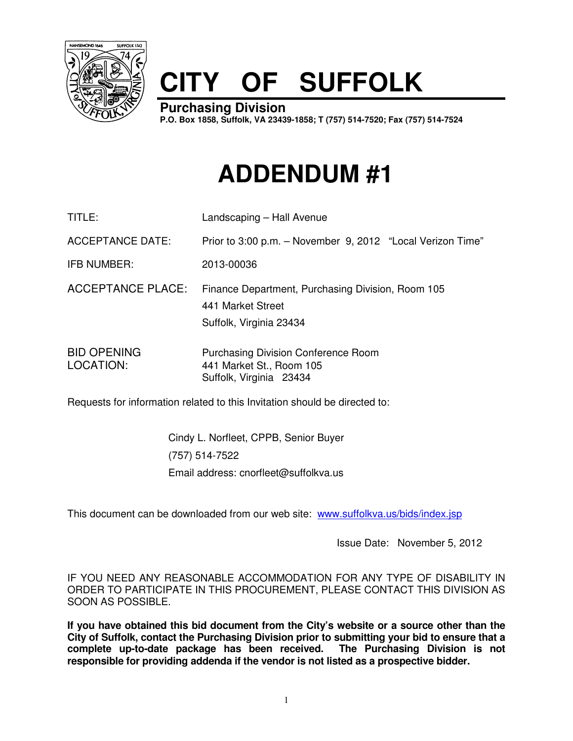# CITY OF SUFFOLK

**Purchasing Division**

**P.O. Box 1858, Suffolk, VA 23439-1858; T (757) 514-7520; Fax (757) 514-7524**

# ADDENDUM #1

| | |
|---|---|
| TITLE: | Landscaping – Hall Avenue |
| ACCEPTANCE DATE: | Prior to 3:00 p.m. – November 9, 2012 "Local Verizon Time" |
| IFB NUMBER: | 2013-00036 |
| ACCEPTANCE PLACE: | Finance Department, Purchasing Division, Room 105<br>441 Market Street<br>Suffolk, Virginia 23434 |
| BID OPENING LOCATION: | Purchasing Division Conference Room<br>441 Market St., Room 105<br>Suffolk, Virginia 23434 |

Requests for information related to this Invitation should be directed to:

Cindy L. Norfleet, CPPB, Senior Buyer
(757) 514-7522
Email address: cnorfleet@suffolkva.us

This document can be downloaded from our web site: www.suffolkva.us/bids/index.jsp

Issue Date: November 5, 2012

IF YOU NEED ANY REASONABLE ACCOMMODATION FOR ANY TYPE OF DISABILITY IN ORDER TO PARTICIPATE IN THIS PROCUREMENT, PLEASE CONTACT THIS DIVISION AS SOON AS POSSIBLE.

**If you have obtained this bid document from the City's website or a source other than the City of Suffolk, contact the Purchasing Division prior to submitting your bid to ensure that a complete up-to-date package has been received. The Purchasing Division is not responsible for providing addenda if the vendor is not listed as a prospective bidder.**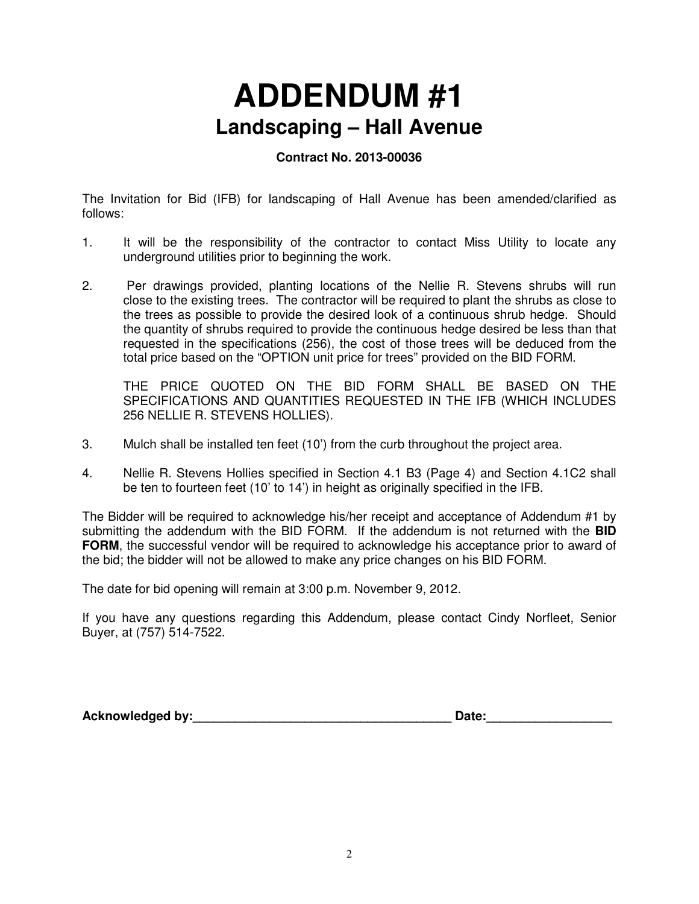# ADDENDUM #1

## Landscaping – Hall Avenue

**Contract No. 2013-00036**

The Invitation for Bid (IFB) for landscaping of Hall Avenue has been amended/clarified as follows:

1. It will be the responsibility of the contractor to contact Miss Utility to locate any underground utilities prior to beginning the work.

2. Per drawings provided, planting locations of the Nellie R. Stevens shrubs will run close to the existing trees. The contractor will be required to plant the shrubs as close to the trees as possible to provide the desired look of a continuous shrub hedge. Should the quantity of shrubs required to provide the continuous hedge desired be less than that requested in the specifications (256), the cost of those trees will be deduced from the total price based on the "OPTION unit price for trees" provided on the BID FORM.

   THE PRICE QUOTED ON THE BID FORM SHALL BE BASED ON THE SPECIFICATIONS AND QUANTITIES REQUESTED IN THE IFB (WHICH INCLUDES 256 NELLIE R. STEVENS HOLLIES).

3. Mulch shall be installed ten feet (10') from the curb throughout the project area.

4. Nellie R. Stevens Hollies specified in Section 4.1 B3 (Page 4) and Section 4.1C2 shall be ten to fourteen feet (10' to 14') in height as originally specified in the IFB.

The Bidder will be required to acknowledge his/her receipt and acceptance of Addendum #1 by submitting the addendum with the BID FORM. If the addendum is not returned with the **BID FORM**, the successful vendor will be required to acknowledge his acceptance prior to award of the bid; the bidder will not be allowed to make any price changes on his BID FORM.

The date for bid opening will remain at 3:00 p.m. November 9, 2012.

If you have any questions regarding this Addendum, please contact Cindy Norfleet, Senior Buyer, at (757) 514-7522.

**Acknowledged by:**______________________________________ **Date:**__________________